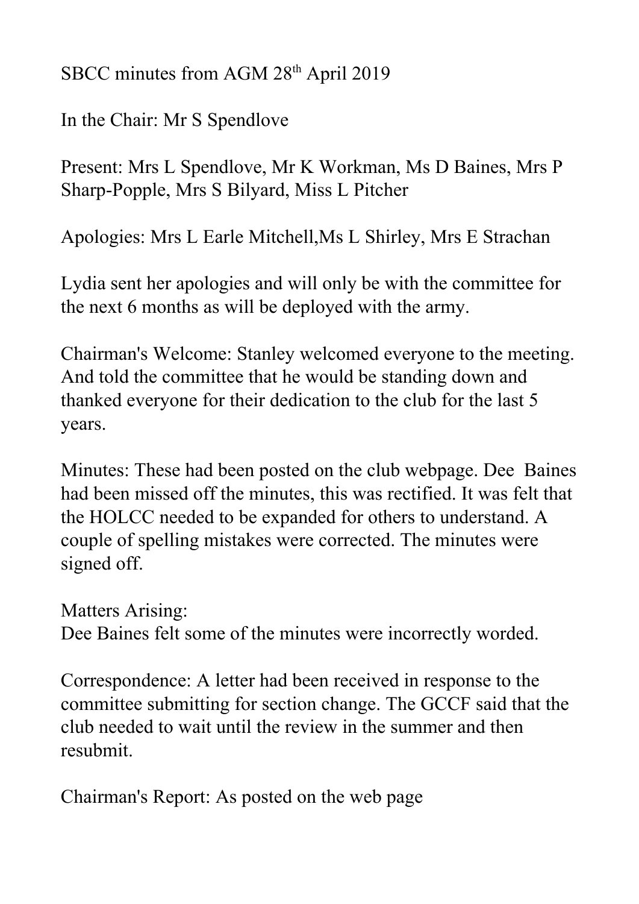SBCC minutes from AGM 28th April 2019

In the Chair: Mr S Spendlove

Present: Mrs L Spendlove, Mr K Workman, Ms D Baines, Mrs P Sharp-Popple, Mrs S Bilyard, Miss L Pitcher

Apologies: Mrs L Earle Mitchell,Ms L Shirley, Mrs E Strachan

Lydia sent her apologies and will only be with the committee for the next 6 months as will be deployed with the army.

Chairman's Welcome: Stanley welcomed everyone to the meeting. And told the committee that he would be standing down and thanked everyone for their dedication to the club for the last 5 years.

Minutes: These had been posted on the club webpage. Dee Baines had been missed off the minutes, this was rectified. It was felt that the HOLCC needed to be expanded for others to understand. A couple of spelling mistakes were corrected. The minutes were signed off.

Matters Arising:
Dee Baines felt some of the minutes were incorrectly worded.

Correspondence: A letter had been received in response to the committee submitting for section change. The GCCF said that the club needed to wait until the review in the summer and then resubmit.

Chairman's Report: As posted on the web page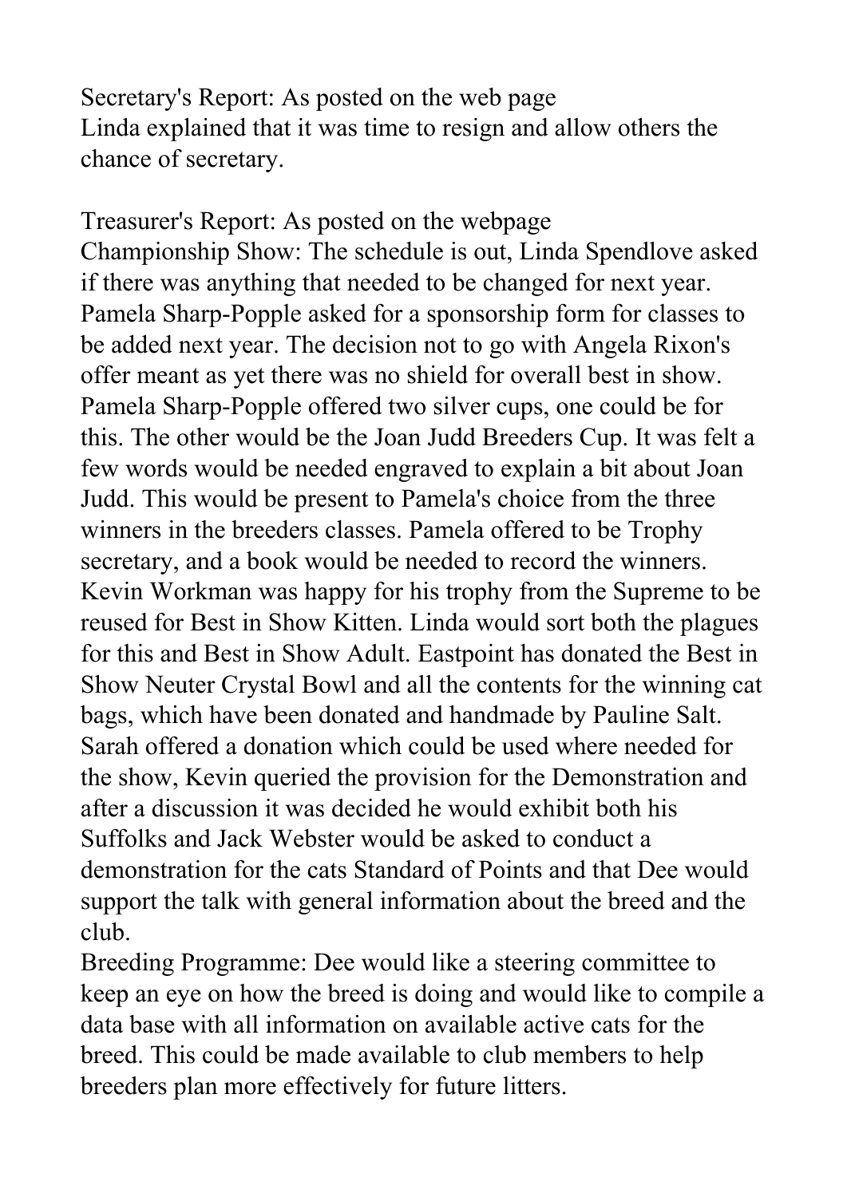Secretary's Report: As posted on the web page
Linda explained that it was time to resign and allow others the chance of secretary.

Treasurer's Report: As posted on the webpage
Championship Show: The schedule is out, Linda Spendlove asked if there was anything that needed to be changed for next year. Pamela Sharp-Popple asked for a sponsorship form for classes to be added next year. The decision not to go with Angela Rixon's offer meant as yet there was no shield for overall best in show. Pamela Sharp-Popple offered two silver cups, one could be for this. The other would be the Joan Judd Breeders Cup. It was felt a few words would be needed engraved to explain a bit about Joan Judd. This would be present to Pamela's choice from the three winners in the breeders classes. Pamela offered to be Trophy secretary, and a book would be needed to record the winners. Kevin Workman was happy for his trophy from the Supreme to be reused for Best in Show Kitten. Linda would sort both the plagues for this and Best in Show Adult. Eastpoint has donated the Best in Show Neuter Crystal Bowl and all the contents for the winning cat bags, which have been donated and handmade by Pauline Salt. Sarah offered a donation which could be used where needed for the show, Kevin queried the provision for the Demonstration and after a discussion it was decided he would exhibit both his Suffolks and Jack Webster would be asked to conduct a demonstration for the cats Standard of Points and that Dee would support the talk with general information about the breed and the club.
Breeding Programme: Dee would like a steering committee to keep an eye on how the breed is doing and would like to compile a data base with all information on available active cats for the breed. This could be made available to club members to help breeders plan more effectively for future litters.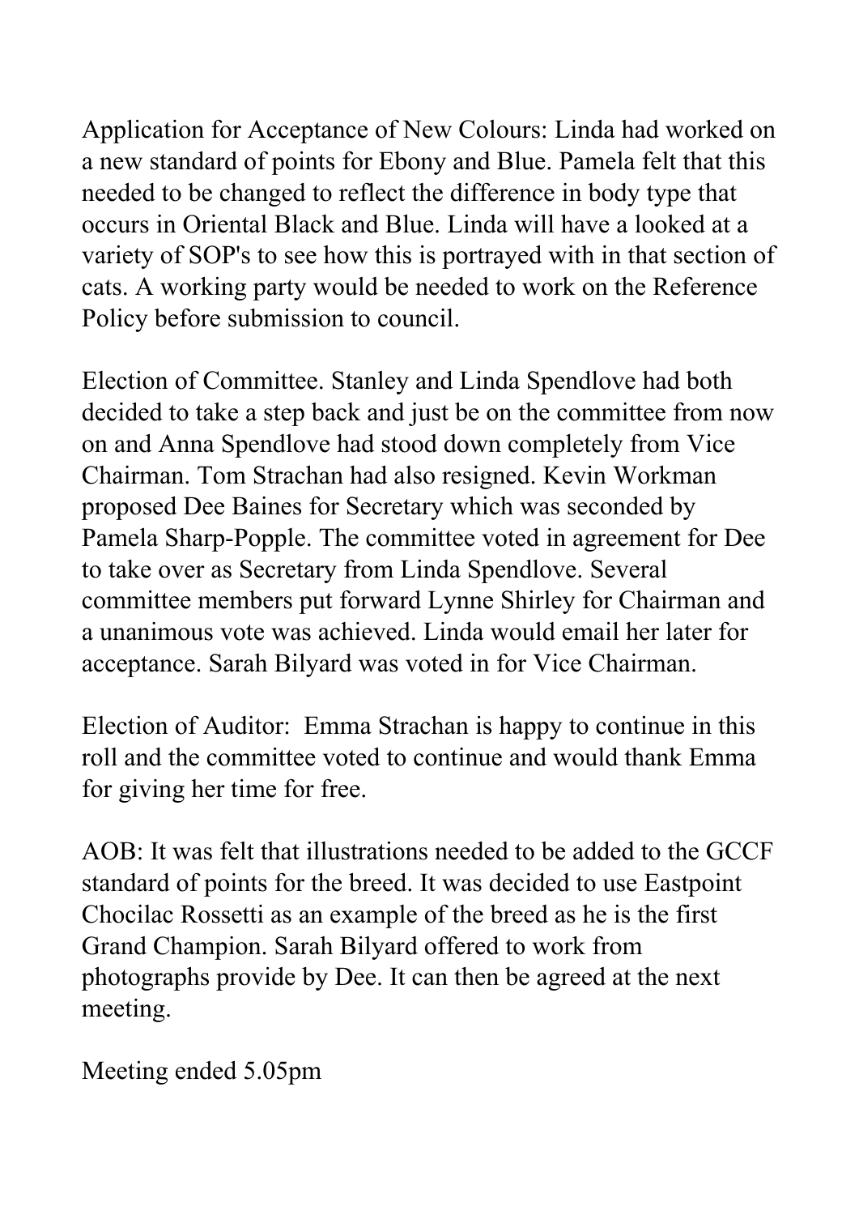Application for Acceptance of New Colours: Linda had worked on a new standard of points for Ebony and Blue. Pamela felt that this needed to be changed to reflect the difference in body type that occurs in Oriental Black and Blue. Linda will have a looked at a variety of SOP's to see how this is portrayed with in that section of cats. A working party would be needed to work on the Reference Policy before submission to council.

Election of Committee. Stanley and Linda Spendlove had both decided to take a step back and just be on the committee from now on and Anna Spendlove had stood down completely from Vice Chairman. Tom Strachan had also resigned. Kevin Workman proposed Dee Baines for Secretary which was seconded by Pamela Sharp-Popple. The committee voted in agreement for Dee to take over as Secretary from Linda Spendlove. Several committee members put forward Lynne Shirley for Chairman and a unanimous vote was achieved. Linda would email her later for acceptance. Sarah Bilyard was voted in for Vice Chairman.

Election of Auditor: Emma Strachan is happy to continue in this roll and the committee voted to continue and would thank Emma for giving her time for free.

AOB: It was felt that illustrations needed to be added to the GCCF standard of points for the breed. It was decided to use Eastpoint Chocilac Rossetti as an example of the breed as he is the first Grand Champion. Sarah Bilyard offered to work from photographs provide by Dee. It can then be agreed at the next meeting.

Meeting ended 5.05pm